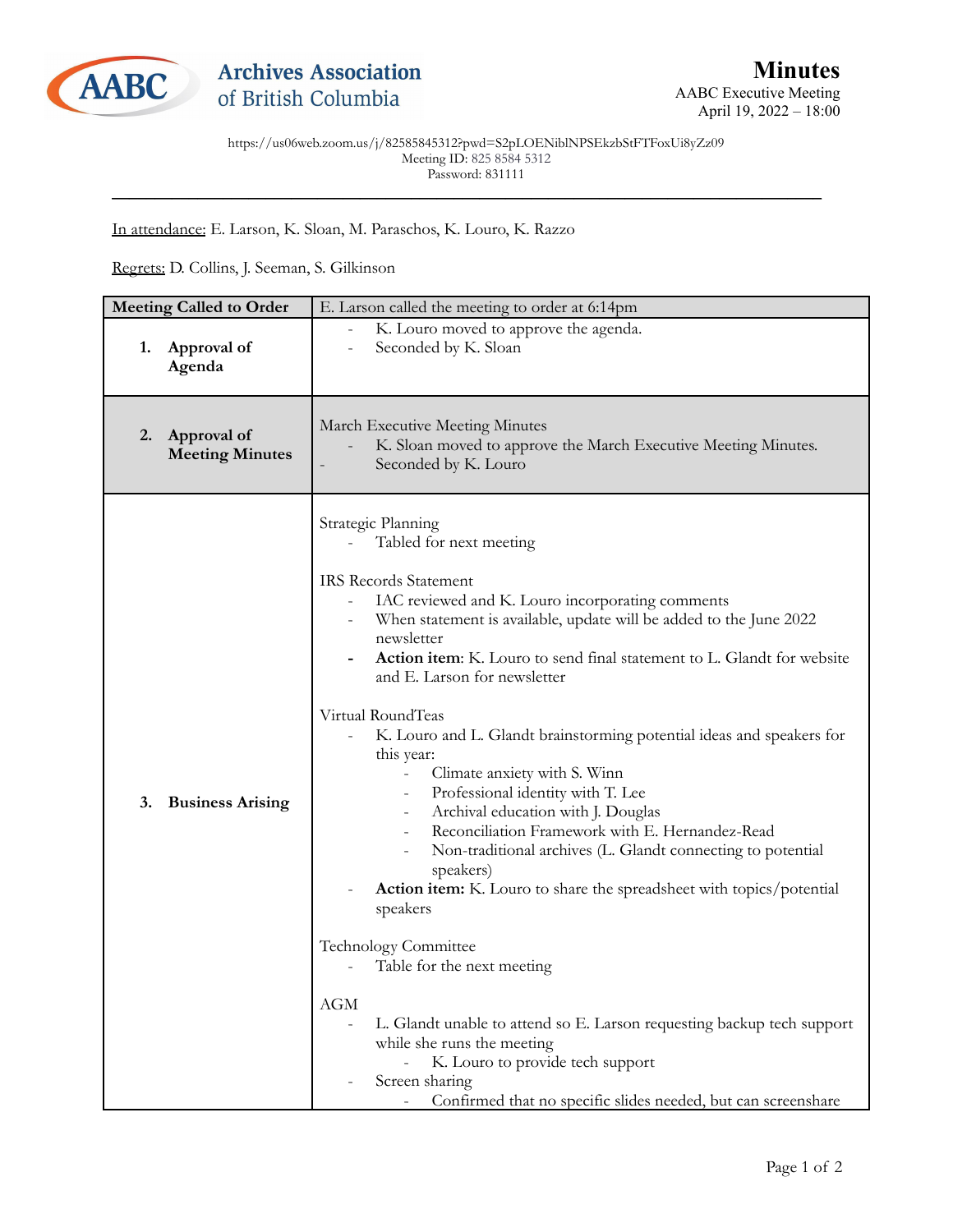Archives Association of British Columbia

# Minutes

AABC Executive Meeting
April 19, 2022 – 18:00

https://us06web.zoom.us/j/82585845312?pwd=S2pLOENiblNPSEkzbStFTFoxUi8yZz09
Meeting ID: 825 8584 5312
Password: 831111

In attendance: E. Larson, K. Sloan, M. Paraschos, K. Louro, K. Razzo

Regrets: D. Collins, J. Seeman, S. Gilkinson

| Meeting Called to Order | E. Larson called the meeting to order at 6:14pm |
|---|---|
| **1. Approval of Agenda** | - K. Louro moved to approve the agenda.<br>- Seconded by K. Sloan |
| **2. Approval of Meeting Minutes** | March Executive Meeting Minutes<br>- K. Sloan moved to approve the March Executive Meeting Minutes.<br>- Seconded by K. Louro |
| **3. Business Arising** | Strategic Planning<br>- Tabled for next meeting<br><br>IRS Records Statement<br>- IAC reviewed and K. Louro incorporating comments<br>- When statement is available, update will be added to the June 2022 newsletter<br>- **Action item**: K. Louro to send final statement to L. Glandt for website and E. Larson for newsletter<br><br>Virtual RoundTeas<br>- K. Louro and L. Glandt brainstorming potential ideas and speakers for this year:<br>&nbsp;&nbsp;&nbsp;&nbsp;- Climate anxiety with S. Winn<br>&nbsp;&nbsp;&nbsp;&nbsp;- Professional identity with T. Lee<br>&nbsp;&nbsp;&nbsp;&nbsp;- Archival education with J. Douglas<br>&nbsp;&nbsp;&nbsp;&nbsp;- Reconciliation Framework with E. Hernandez-Read<br>&nbsp;&nbsp;&nbsp;&nbsp;- Non-traditional archives (L. Glandt connecting to potential speakers)<br>- **Action item:** K. Louro to share the spreadsheet with topics/potential speakers<br><br>Technology Committee<br>- Table for the next meeting<br><br>AGM<br>- L. Glandt unable to attend so E. Larson requesting backup tech support while she runs the meeting<br>&nbsp;&nbsp;&nbsp;&nbsp;- K. Louro to provide tech support<br>- Screen sharing<br>&nbsp;&nbsp;&nbsp;&nbsp;- Confirmed that no specific slides needed, but can screenshare |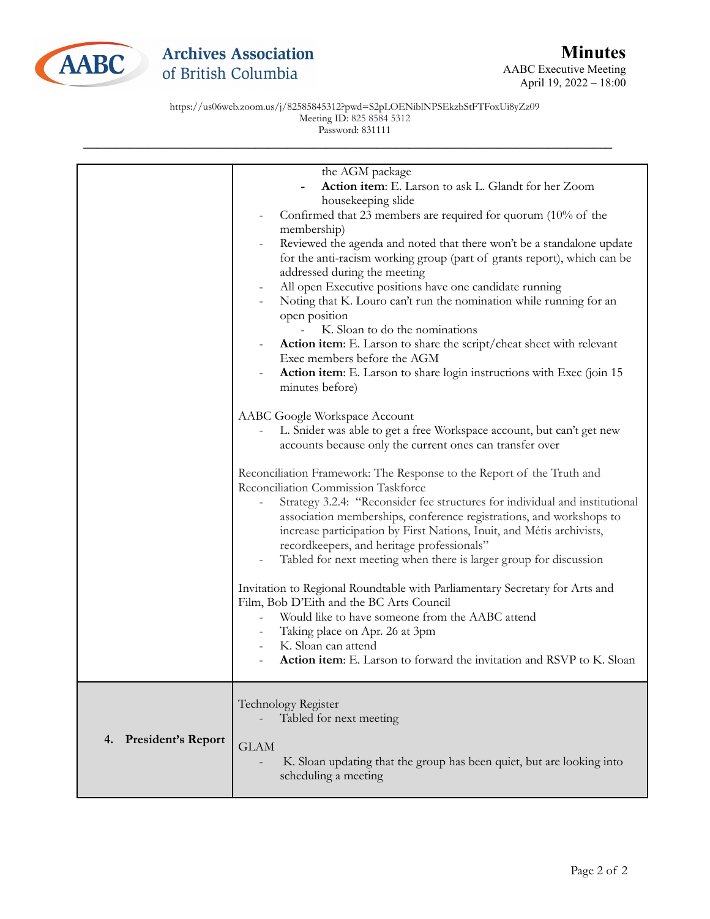# Minutes

AABC Executive Meeting
April 19, 2022 – 18:00

https://us06web.zoom.us/j/82585845312?pwd=S2pLOENiblNPSEkzbStFTFoxUi8yZz09
Meeting ID: 825 8584 5312
Password: 831111

| | |
|---|---|
| | the AGM package<br>- **Action item**: E. Larson to ask L. Glandt for her Zoom housekeeping slide<br>- Confirmed that 23 members are required for quorum (10% of the membership)<br>- Reviewed the agenda and noted that there won't be a standalone update for the anti-racism working group (part of grants report), which can be addressed during the meeting<br>- All open Executive positions have one candidate running<br>- Noting that K. Louro can't run the nomination while running for an open position<br>  - K. Sloan to do the nominations<br>- **Action item**: E. Larson to share the script/cheat sheet with relevant Exec members before the AGM<br>- **Action item**: E. Larson to share login instructions with Exec (join 15 minutes before)<br><br>AABC Google Workspace Account<br>- L. Snider was able to get a free Workspace account, but can't get new accounts because only the current ones can transfer over<br><br>Reconciliation Framework: The Response to the Report of the Truth and Reconciliation Commission Taskforce<br>- Strategy 3.2.4: "Reconsider fee structures for individual and institutional association memberships, conference registrations, and workshops to increase participation by First Nations, Inuit, and Métis archivists, recordkeepers, and heritage professionals"<br>- Tabled for next meeting when there is larger group for discussion<br><br>Invitation to Regional Roundtable with Parliamentary Secretary for Arts and Film, Bob D'Eith and the BC Arts Council<br>- Would like to have someone from the AABC attend<br>- Taking place on Apr. 26 at 3pm<br>- K. Sloan can attend<br>- **Action item**: E. Larson to forward the invitation and RSVP to K. Sloan |
| **4. President's Report** | Technology Register<br>- Tabled for next meeting<br><br>GLAM<br>- K. Sloan updating that the group has been quiet, but are looking into scheduling a meeting |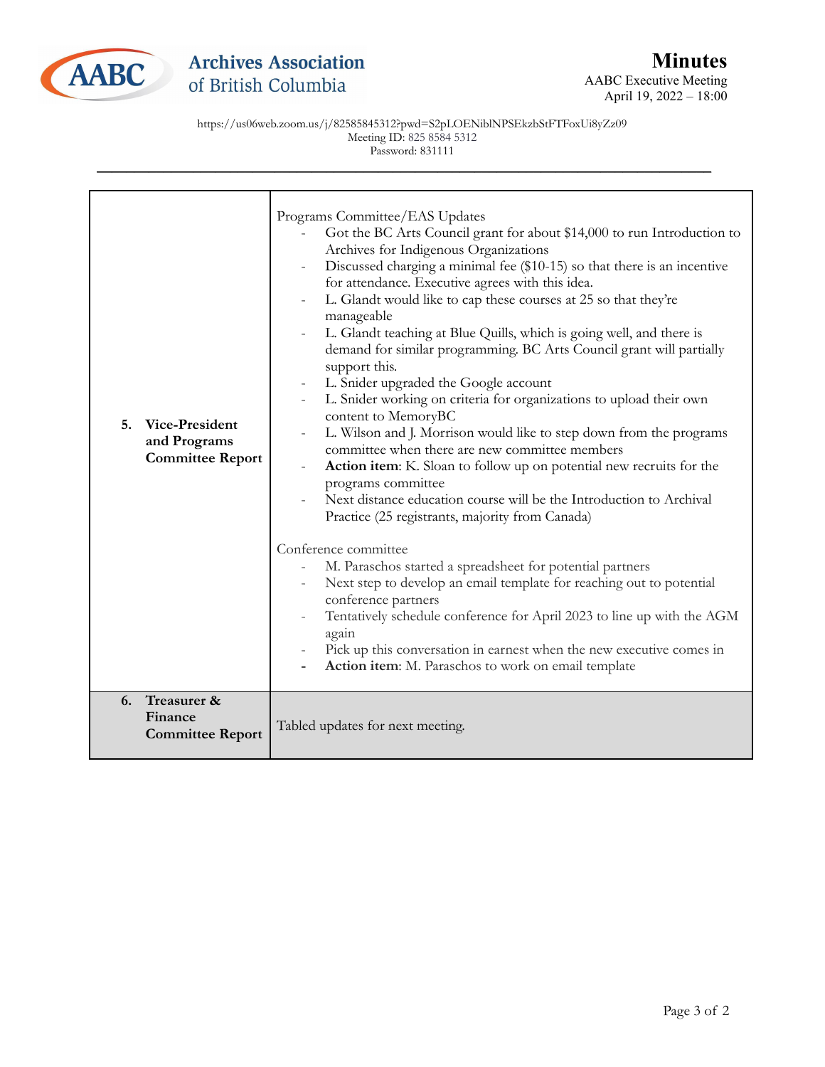| | |
|---|---|
| **5. Vice-President and Programs Committee Report** | Programs Committee/EAS Updates<br>- Got the BC Arts Council grant for about $14,000 to run Introduction to Archives for Indigenous Organizations<br>- Discussed charging a minimal fee ($10-15) so that there is an incentive for attendance. Executive agrees with this idea.<br>- L. Glandt would like to cap these courses at 25 so that they're manageable<br>- L. Glandt teaching at Blue Quills, which is going well, and there is demand for similar programming. BC Arts Council grant will partially support this.<br>- L. Snider upgraded the Google account<br>- L. Snider working on criteria for organizations to upload their own content to MemoryBC<br>- L. Wilson and J. Morrison would like to step down from the programs committee when there are new committee members<br>- **Action item**: K. Sloan to follow up on potential new recruits for the programs committee<br>- Next distance education course will be the Introduction to Archival Practice (25 registrants, majority from Canada)<br><br>Conference committee<br>- M. Paraschos started a spreadsheet for potential partners<br>- Next step to develop an email template for reaching out to potential conference partners<br>- Tentatively schedule conference for April 2023 to line up with the AGM again<br>- Pick up this conversation in earnest when the new executive comes in<br>- **Action item**: M. Paraschos to work on email template |
| **6. Treasurer & Finance Committee Report** | Tabled updates for next meeting. |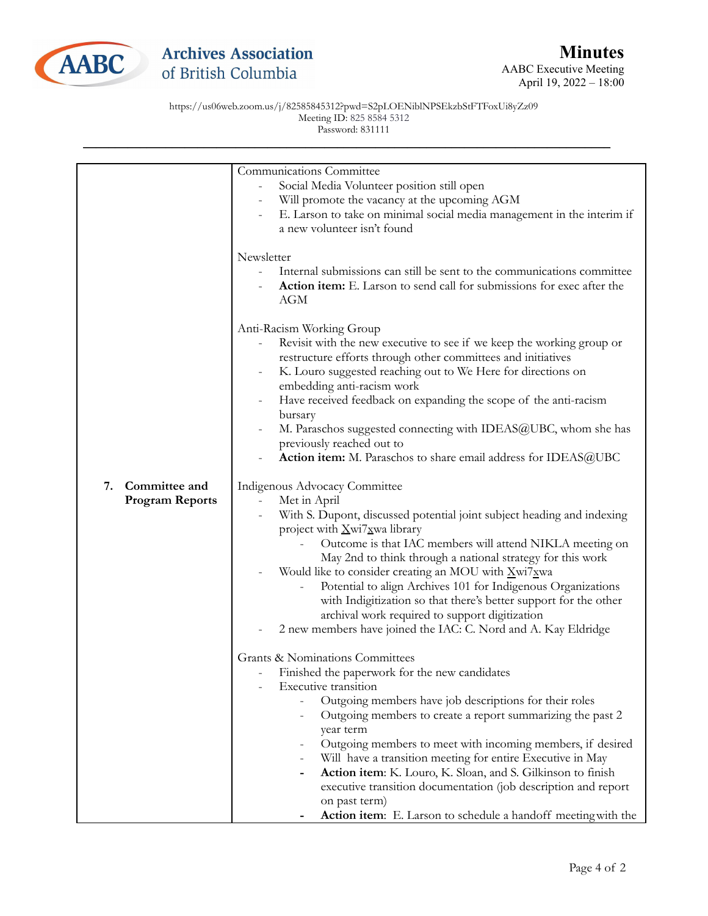# Minutes

AABC Executive Meeting
April 19, 2022 – 18:00

https://us06web.zoom.us/j/82585845312?pwd=S2pLOENiblNPSEkzbStFTFoxUi8yZz09
Meeting ID: 825 8584 5312
Password: 831111

| | |
|---|---|
| **7. Committee and Program Reports** | Communications Committee<br>- Social Media Volunteer position still open<br>- Will promote the vacancy at the upcoming AGM<br>- E. Larson to take on minimal social media management in the interim if a new volunteer isn't found<br><br>Newsletter<br>- Internal submissions can still be sent to the communications committee<br>- **Action item:** E. Larson to send call for submissions for exec after the AGM<br><br>Anti-Racism Working Group<br>- Revisit with the new executive to see if we keep the working group or restructure efforts through other committees and initiatives<br>- K. Louro suggested reaching out to We Here for directions on embedding anti-racism work<br>- Have received feedback on expanding the scope of the anti-racism bursary<br>- M. Paraschos suggested connecting with IDEAS@UBC, whom she has previously reached out to<br>- **Action item:** M. Paraschos to share email address for IDEAS@UBC<br><br>Indigenous Advocacy Committee<br>- Met in April<br>- With S. Dupont, discussed potential joint subject heading and indexing project with X̱wi7x̱wa library<br>&nbsp;&nbsp;&nbsp;&nbsp;- Outcome is that IAC members will attend NIKLA meeting on May 2nd to think through a national strategy for this work<br>- Would like to consider creating an MOU with X̱wi7x̱wa<br>&nbsp;&nbsp;&nbsp;&nbsp;- Potential to align Archives 101 for Indigenous Organizations with Indigitization so that there's better support for the other archival work required to support digitization<br>- 2 new members have joined the IAC: C. Nord and A. Kay Eldridge<br><br>Grants & Nominations Committees<br>- Finished the paperwork for the new candidates<br>- Executive transition<br>&nbsp;&nbsp;&nbsp;&nbsp;- Outgoing members have job descriptions for their roles<br>&nbsp;&nbsp;&nbsp;&nbsp;- Outgoing members to create a report summarizing the past 2 year term<br>&nbsp;&nbsp;&nbsp;&nbsp;- Outgoing members to meet with incoming members, if desired<br>&nbsp;&nbsp;&nbsp;&nbsp;- Will have a transition meeting for entire Executive in May<br>&nbsp;&nbsp;&nbsp;&nbsp;- **Action item**: K. Louro, K. Sloan, and S. Gilkinson to finish executive transition documentation (job description and report on past term)<br>&nbsp;&nbsp;&nbsp;&nbsp;- **Action item**: E. Larson to schedule a handoff meeting with the |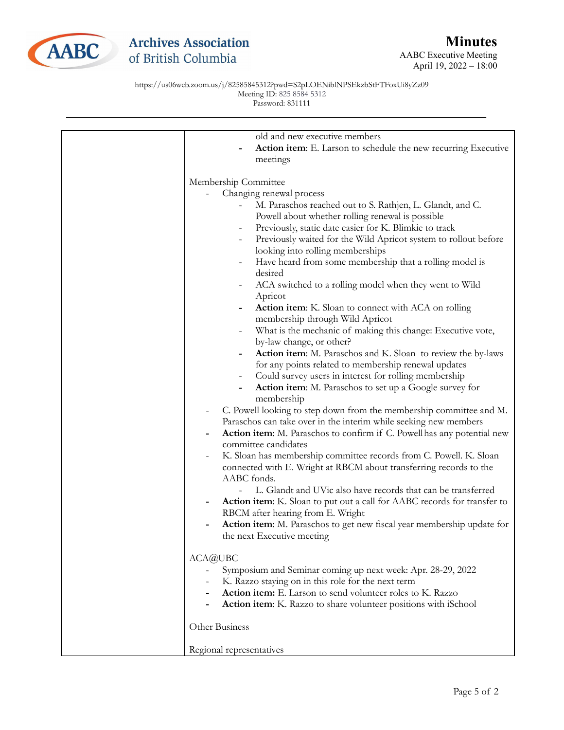| | old and new executive members<br>- **Action item**: E. Larson to schedule the new recurring Executive meetings<br><br>Membership Committee<br>- Changing renewal process<br>  - M. Paraschos reached out to S. Rathjen, L. Glandt, and C. Powell about whether rolling renewal is possible<br>  - Previously, static date easier for K. Blimkie to track<br>  - Previously waited for the Wild Apricot system to rollout before looking into rolling memberships<br>  - Have heard from some membership that a rolling model is desired<br>  - ACA switched to a rolling model when they went to Wild Apricot<br>  - **Action item**: K. Sloan to connect with ACA on rolling membership through Wild Apricot<br>  - What is the mechanic of making this change: Executive vote, by-law change, or other?<br>  - **Action item**: M. Paraschos and K. Sloan to review the by-laws for any points related to membership renewal updates<br>  - Could survey users in interest for rolling membership<br>  - **Action item**: M. Paraschos to set up a Google survey for membership<br>- C. Powell looking to step down from the membership committee and M. Paraschos can take over in the interim while seeking new members<br>- **Action item**: M. Paraschos to confirm if C. Powell has any potential new committee candidates<br>- K. Sloan has membership committee records from C. Powell. K. Sloan connected with E. Wright at RBCM about transferring records to the AABC fonds.<br>  - L. Glandt and UVic also have records that can be transferred<br>- **Action item**: K. Sloan to put out a call for AABC records for transfer to RBCM after hearing from E. Wright<br>- **Action item**: M. Paraschos to get new fiscal year membership update for the next Executive meeting<br><br>ACA@UBC<br>- Symposium and Seminar coming up next week: Apr. 28-29, 2022<br>- K. Razzo staying on in this role for the next term<br>- **Action item:** E. Larson to send volunteer roles to K. Razzo<br>- **Action item**: K. Razzo to share volunteer positions with iSchool<br><br>Other Business<br><br>Regional representatives |
|---|---|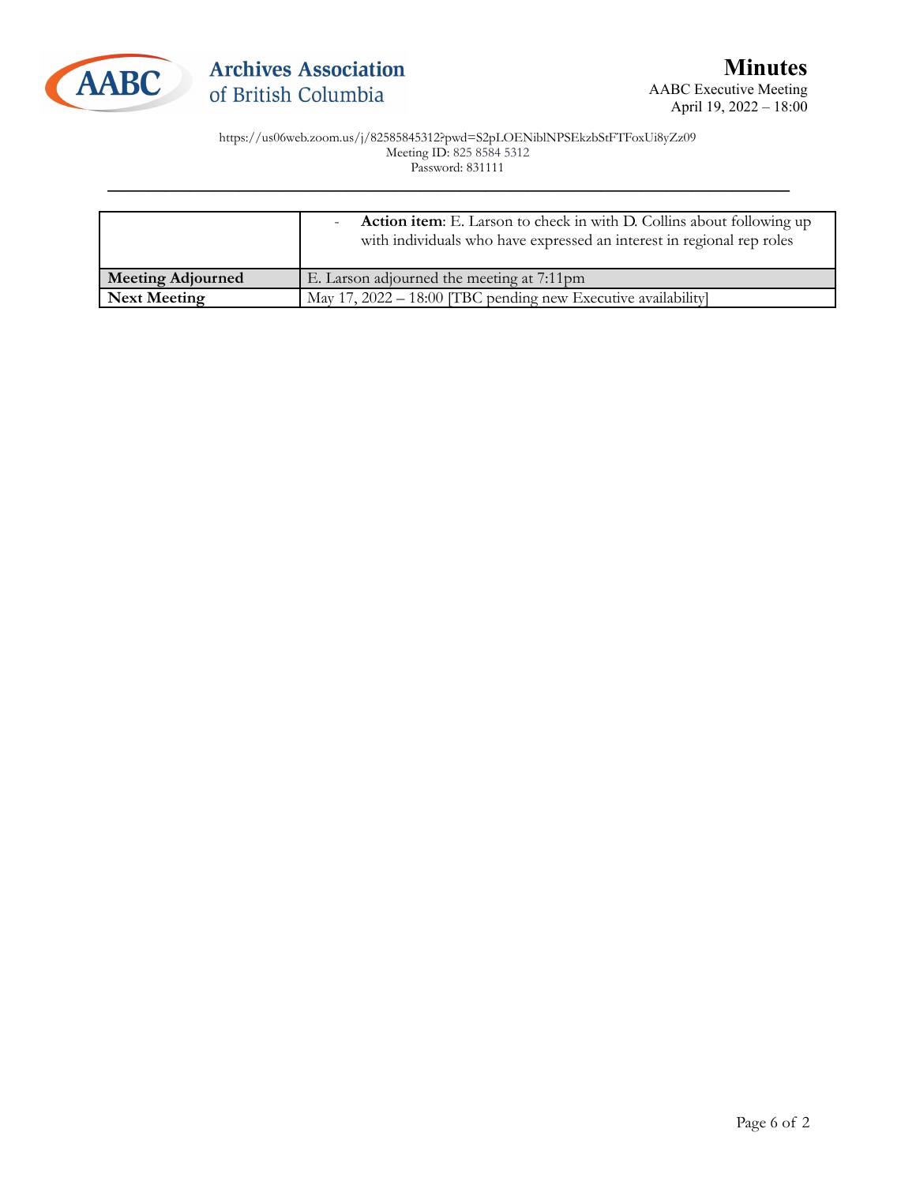| | |
|---|---|
| | - **Action item**: E. Larson to check in with D. Collins about following up with individuals who have expressed an interest in regional rep roles |
| **Meeting Adjourned** | E. Larson adjourned the meeting at 7:11pm |
| **Next Meeting** | May 17, 2022 – 18:00 [TBC pending new Executive availability] |